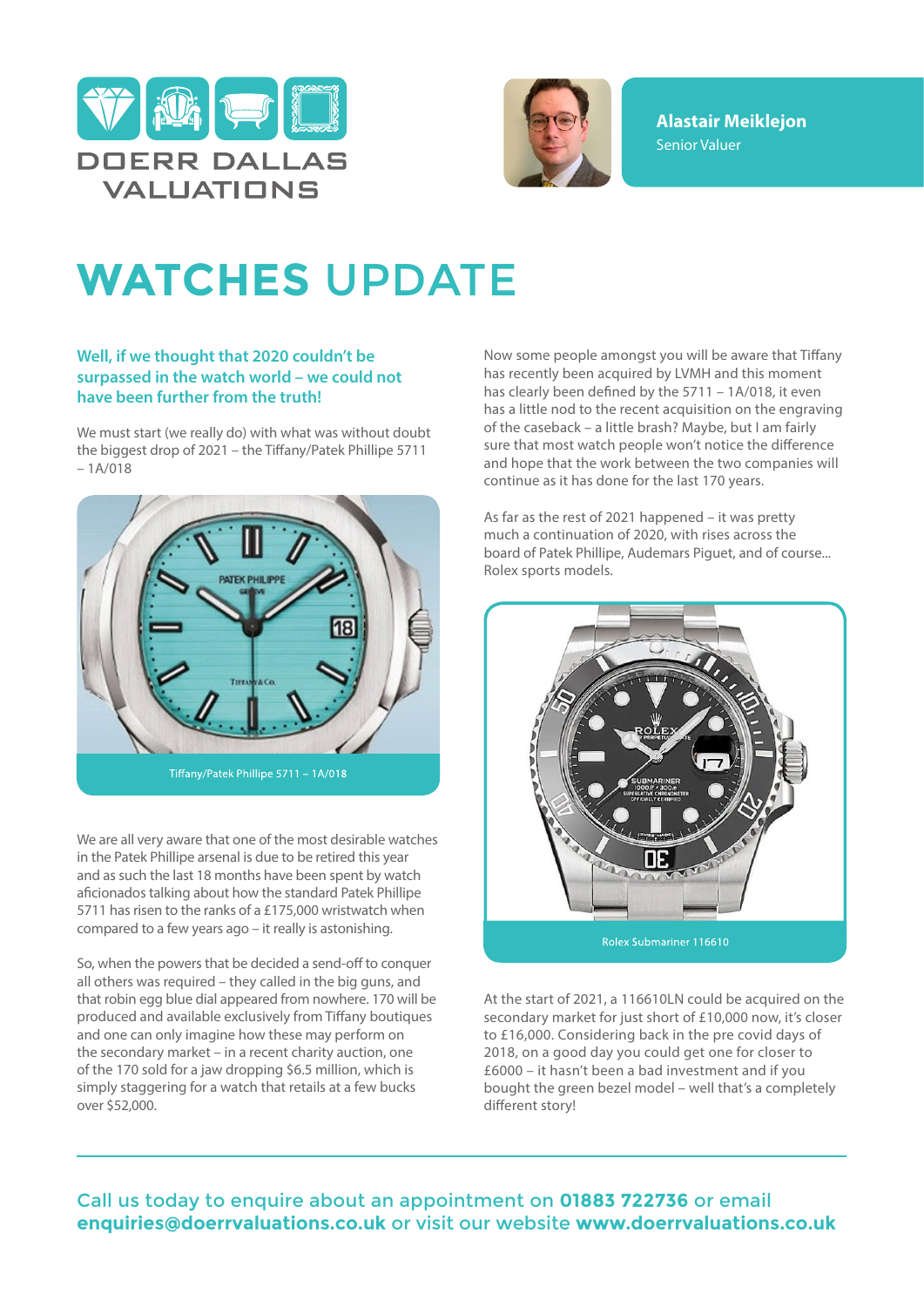DOERR DALLAS VALUATIONS

**Alastair Meiklejon**
Senior Valuer

# WATCHES UPDATE

**Well, if we thought that 2020 couldn't be surpassed in the watch world – we could not have been further from the truth!**

We must start (we really do) with what was without doubt the biggest drop of 2021 – the Tiffany/Patek Phillipe 5711 – 1A/018

Tiffany/Patek Phillipe 5711 – 1A/018

We are all very aware that one of the most desirable watches in the Patek Phillipe arsenal is due to be retired this year and as such the last 18 months have been spent by watch aficionados talking about how the standard Patek Phillipe 5711 has risen to the ranks of a £175,000 wristwatch when compared to a few years ago – it really is astonishing.

So, when the powers that be decided a send-off to conquer all others was required – they called in the big guns, and that robin egg blue dial appeared from nowhere. 170 will be produced and available exclusively from Tiffany boutiques and one can only imagine how these may perform on the secondary market – in a recent charity auction, one of the 170 sold for a jaw dropping $6.5 million, which is simply staggering for a watch that retails at a few bucks over $52,000.

Now some people amongst you will be aware that Tiffany has recently been acquired by LVMH and this moment has clearly been defined by the 5711 – 1A/018, it even has a little nod to the recent acquisition on the engraving of the caseback – a little brash? Maybe, but I am fairly sure that most watch people won't notice the difference and hope that the work between the two companies will continue as it has done for the last 170 years.

As far as the rest of 2021 happened – it was pretty much a continuation of 2020, with rises across the board of Patek Phillipe, Audemars Piguet, and of course... Rolex sports models.

Rolex Submariner 116610

At the start of 2021, a 116610LN could be acquired on the secondary market for just short of £10,000 now, it's closer to £16,000. Considering back in the pre covid days of 2018, on a good day you could get one for closer to £6000 – it hasn't been a bad investment and if you bought the green bezel model – well that's a completely different story!

Call us today to enquire about an appointment on **01883 722736** or email **enquiries@doerrvaluations.co.uk** or visit our website **www.doerrvaluations.co.uk**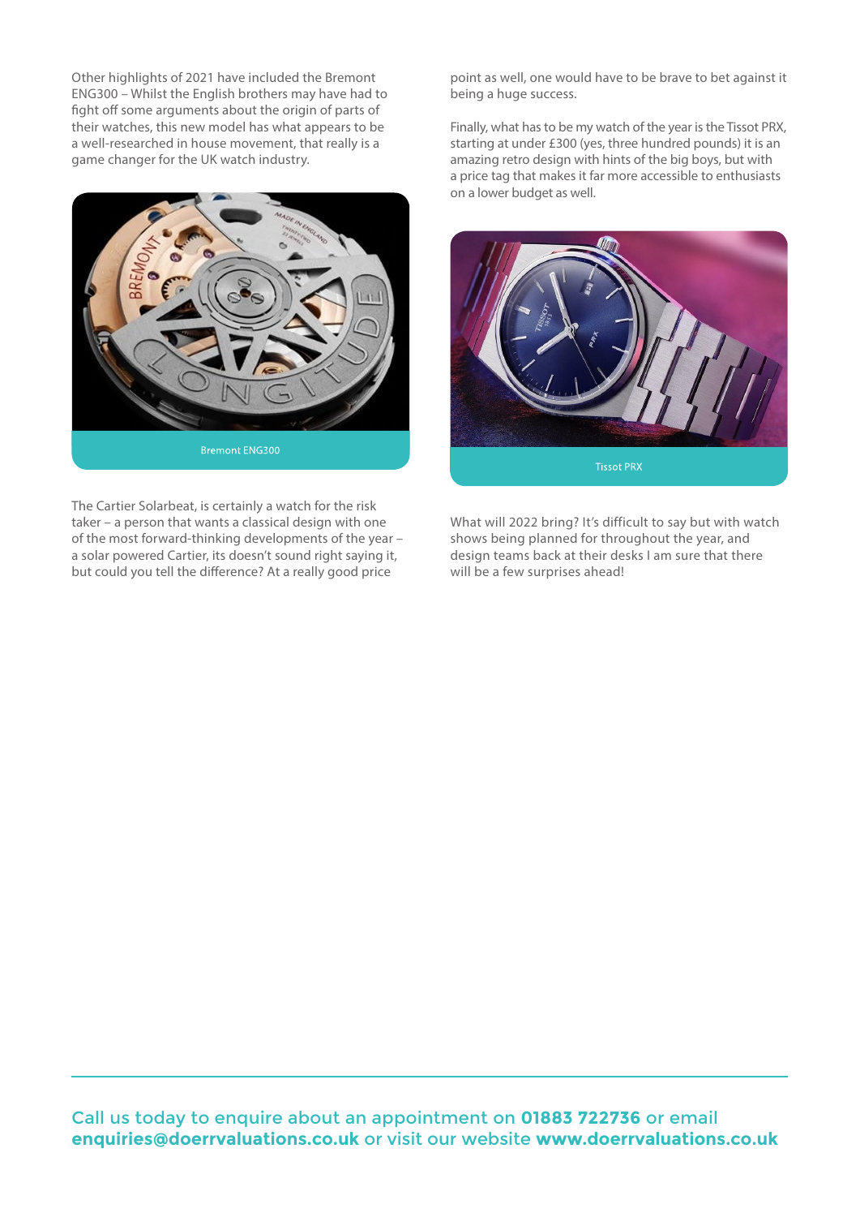Other highlights of 2021 have included the Bremont ENG300 – Whilst the English brothers may have had to fight off some arguments about the origin of parts of their watches, this new model has what appears to be a well-researched in house movement, that really is a game changer for the UK watch industry.

Bremont ENG300

The Cartier Solarbeat, is certainly a watch for the risk taker – a person that wants a classical design with one of the most forward-thinking developments of the year – a solar powered Cartier, its doesn't sound right saying it, but could you tell the difference? At a really good price point as well, one would have to be brave to bet against it being a huge success.

Finally, what has to be my watch of the year is the Tissot PRX, starting at under £300 (yes, three hundred pounds) it is an amazing retro design with hints of the big boys, but with a price tag that makes it far more accessible to enthusiasts on a lower budget as well.

Tissot PRX

What will 2022 bring? It's difficult to say but with watch shows being planned for throughout the year, and design teams back at their desks I am sure that there will be a few surprises ahead!

Call us today to enquire about an appointment on **01883 722736** or email **enquiries@doerrvaluations.co.uk** or visit our website **www.doerrvaluations.co.uk**